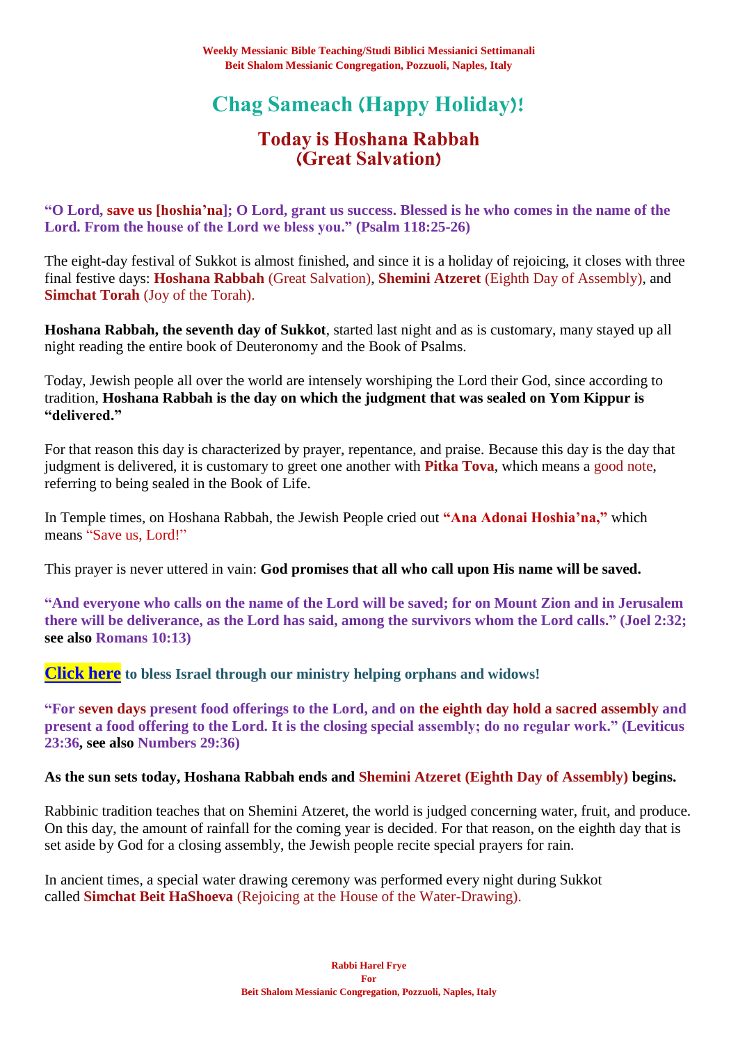**Weekly Messianic Bible Teaching/Studi Biblici Messianici Settimanali**
**Beit Shalom Messianic Congregation, Pozzuoli, Naples, Italy**

# Chag Sameach (Happy Holiday)!

## Today is Hoshana Rabbah (Great Salvation)

**"O Lord, save us [hoshia'na]; O Lord, grant us success. Blessed is he who comes in the name of the Lord. From the house of the Lord we bless you." (Psalm 118:25-26)**

The eight-day festival of Sukkot is almost finished, and since it is a holiday of rejoicing, it closes with three final festive days: **Hoshana Rabbah** (Great Salvation), **Shemini Atzeret** (Eighth Day of Assembly), and **Simchat Torah** (Joy of the Torah).

**Hoshana Rabbah, the seventh day of Sukkot**, started last night and as is customary, many stayed up all night reading the entire book of Deuteronomy and the Book of Psalms.

Today, Jewish people all over the world are intensely worshiping the Lord their God, since according to tradition, **Hoshana Rabbah is the day on which the judgment that was sealed on Yom Kippur is "delivered."**

For that reason this day is characterized by prayer, repentance, and praise. Because this day is the day that judgment is delivered, it is customary to greet one another with **Pitka Tova**, which means a good note, referring to being sealed in the Book of Life.

In Temple times, on Hoshana Rabbah, the Jewish People cried out **"Ana Adonai Hoshia'na,"** which means "Save us, Lord!"

This prayer is never uttered in vain: **God promises that all who call upon His name will be saved.**

**"And everyone who calls on the name of the Lord will be saved; for on Mount Zion and in Jerusalem there will be deliverance, as the Lord has said, among the survivors whom the Lord calls." (Joel 2:32; see also Romans 10:13)**

**Click here to bless Israel through our ministry helping orphans and widows!**

**"For seven days present food offerings to the Lord, and on the eighth day hold a sacred assembly and present a food offering to the Lord. It is the closing special assembly; do no regular work." (Leviticus 23:36, see also Numbers 29:36)**

**As the sun sets today, Hoshana Rabbah ends and Shemini Atzeret (Eighth Day of Assembly) begins.**

Rabbinic tradition teaches that on Shemini Atzeret, the world is judged concerning water, fruit, and produce. On this day, the amount of rainfall for the coming year is decided. For that reason, on the eighth day that is set aside by God for a closing assembly, the Jewish people recite special prayers for rain.

In ancient times, a special water drawing ceremony was performed every night during Sukkot called **Simchat Beit HaShoeva** (Rejoicing at the House of the Water-Drawing).

**Rabbi Harel Frye**
**For**
**Beit Shalom Messianic Congregation, Pozzuoli, Naples, Italy**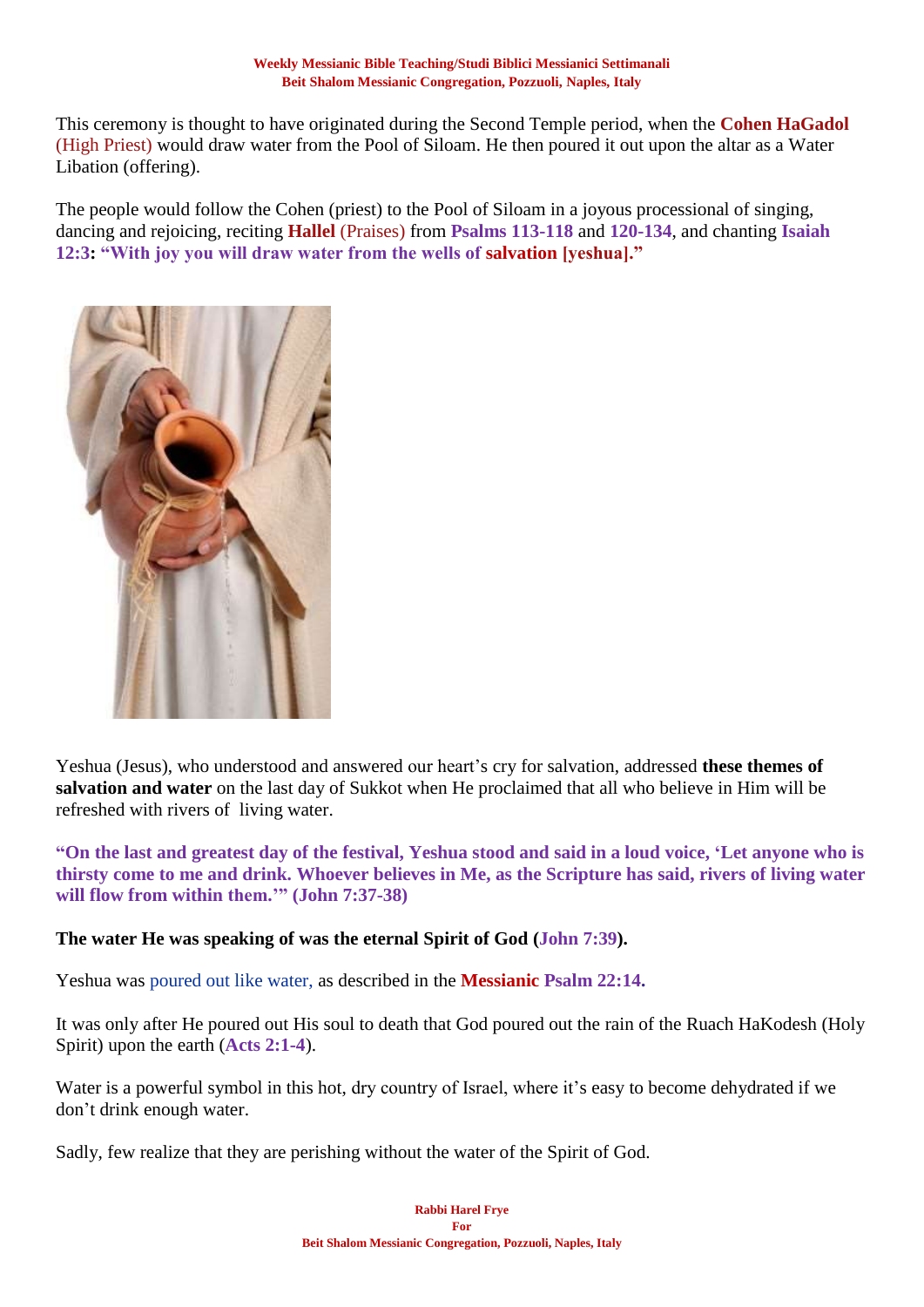This ceremony is thought to have originated during the Second Temple period, when the **Cohen HaGadol** (High Priest) would draw water from the Pool of Siloam. He then poured it out upon the altar as a Water Libation (offering).

The people would follow the Cohen (priest) to the Pool of Siloam in a joyous processional of singing, dancing and rejoicing, reciting **Hallel** (Praises) from **Psalms 113-118** and **120-134**, and chanting **Isaiah 12:3**: **"With joy you will draw water from the wells of salvation [yeshua]."**

Yeshua (Jesus), who understood and answered our heart's cry for salvation, addressed **these themes of salvation and water** on the last day of Sukkot when He proclaimed that all who believe in Him will be refreshed with rivers of living water.

**"On the last and greatest day of the festival, Yeshua stood and said in a loud voice, 'Let anyone who is thirsty come to me and drink. Whoever believes in Me, as the Scripture has said, rivers of living water will flow from within them.'" (John 7:37-38)**

**The water He was speaking of was the eternal Spirit of God (John 7:39).**

Yeshua was poured out like water, as described in the **Messianic Psalm 22:14.**

It was only after He poured out His soul to death that God poured out the rain of the Ruach HaKodesh (Holy Spirit) upon the earth (**Acts 2:1-4**).

Water is a powerful symbol in this hot, dry country of Israel, where it's easy to become dehydrated if we don't drink enough water.

Sadly, few realize that they are perishing without the water of the Spirit of God.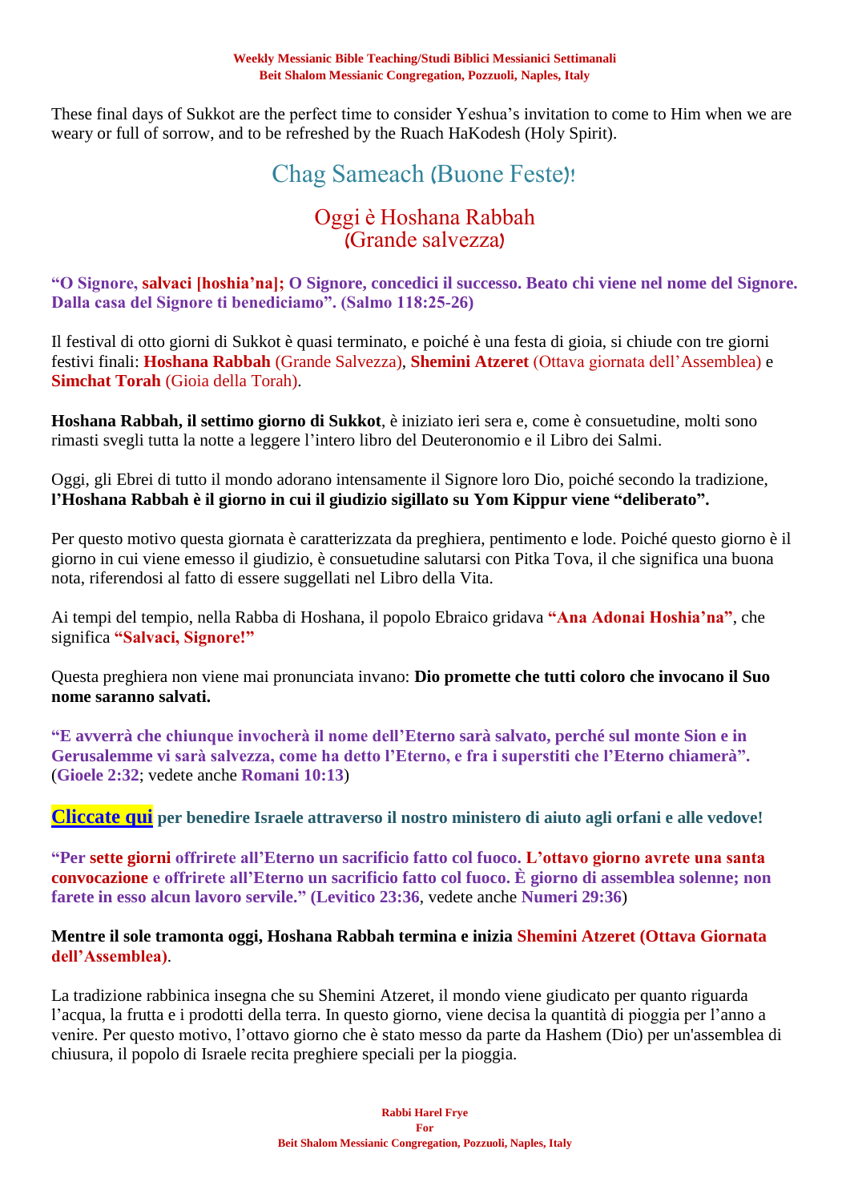These final days of Sukkot are the perfect time to consider Yeshua's invitation to come to Him when we are weary or full of sorrow, and to be refreshed by the Ruach HaKodesh (Holy Spirit).

## Chag Sameach (Buone Feste)!

## Oggi è Hoshana Rabbah
## (Grande salvezza)

**"O Signore, salvaci [hoshia'na]; O Signore, concedici il successo. Beato chi viene nel nome del Signore. Dalla casa del Signore ti benediciamo". (Salmo 118:25-26)**

Il festival di otto giorni di Sukkot è quasi terminato, e poiché è una festa di gioia, si chiude con tre giorni festivi finali: **Hoshana Rabbah** (Grande Salvezza), **Shemini Atzeret** (Ottava giornata dell'Assemblea) e **Simchat Torah** (Gioia della Torah).

**Hoshana Rabbah, il settimo giorno di Sukkot**, è iniziato ieri sera e, come è consuetudine, molti sono rimasti svegli tutta la notte a leggere l'intero libro del Deuteronomio e il Libro dei Salmi.

Oggi, gli Ebrei di tutto il mondo adorano intensamente il Signore loro Dio, poiché secondo la tradizione, **l'Hoshana Rabbah è il giorno in cui il giudizio sigillato su Yom Kippur viene "deliberato".**

Per questo motivo questa giornata è caratterizzata da preghiera, pentimento e lode. Poiché questo giorno è il giorno in cui viene emesso il giudizio, è consuetudine salutarsi con Pitka Tova, il che significa una buona nota, riferendosi al fatto di essere suggellati nel Libro della Vita.

Ai tempi del tempio, nella Rabba di Hoshana, il popolo Ebraico gridava **"Ana Adonai Hoshia'na"**, che significa **"Salvaci, Signore!"**

Questa preghiera non viene mai pronunciata invano: **Dio promette che tutti coloro che invocano il Suo nome saranno salvati.**

**"E avverrà che chiunque invocherà il nome dell'Eterno sarà salvato, perché sul monte Sion e in Gerusalemme vi sarà salvezza, come ha detto l'Eterno, e fra i superstiti che l'Eterno chiamerà".** (**Gioele 2:32**; vedete anche **Romani 10:13**)

**Cliccate qui per benedire Israele attraverso il nostro ministero di aiuto agli orfani e alle vedove!**

**"Per sette giorni offrirete all'Eterno un sacrificio fatto col fuoco. L'ottavo giorno avrete una santa convocazione e offrirete all'Eterno un sacrificio fatto col fuoco. È giorno di assemblea solenne; non farete in esso alcun lavoro servile." (Levitico 23:36**, vedete anche **Numeri 29:36**)

**Mentre il sole tramonta oggi, Hoshana Rabbah termina e inizia Shemini Atzeret (Ottava Giornata dell'Assemblea)**.

La tradizione rabbinica insegna che su Shemini Atzeret, il mondo viene giudicato per quanto riguarda l'acqua, la frutta e i prodotti della terra. In questo giorno, viene decisa la quantità di pioggia per l'anno a venire. Per questo motivo, l'ottavo giorno che è stato messo da parte da Hashem (Dio) per un'assemblea di chiusura, il popolo di Israele recita preghiere speciali per la pioggia.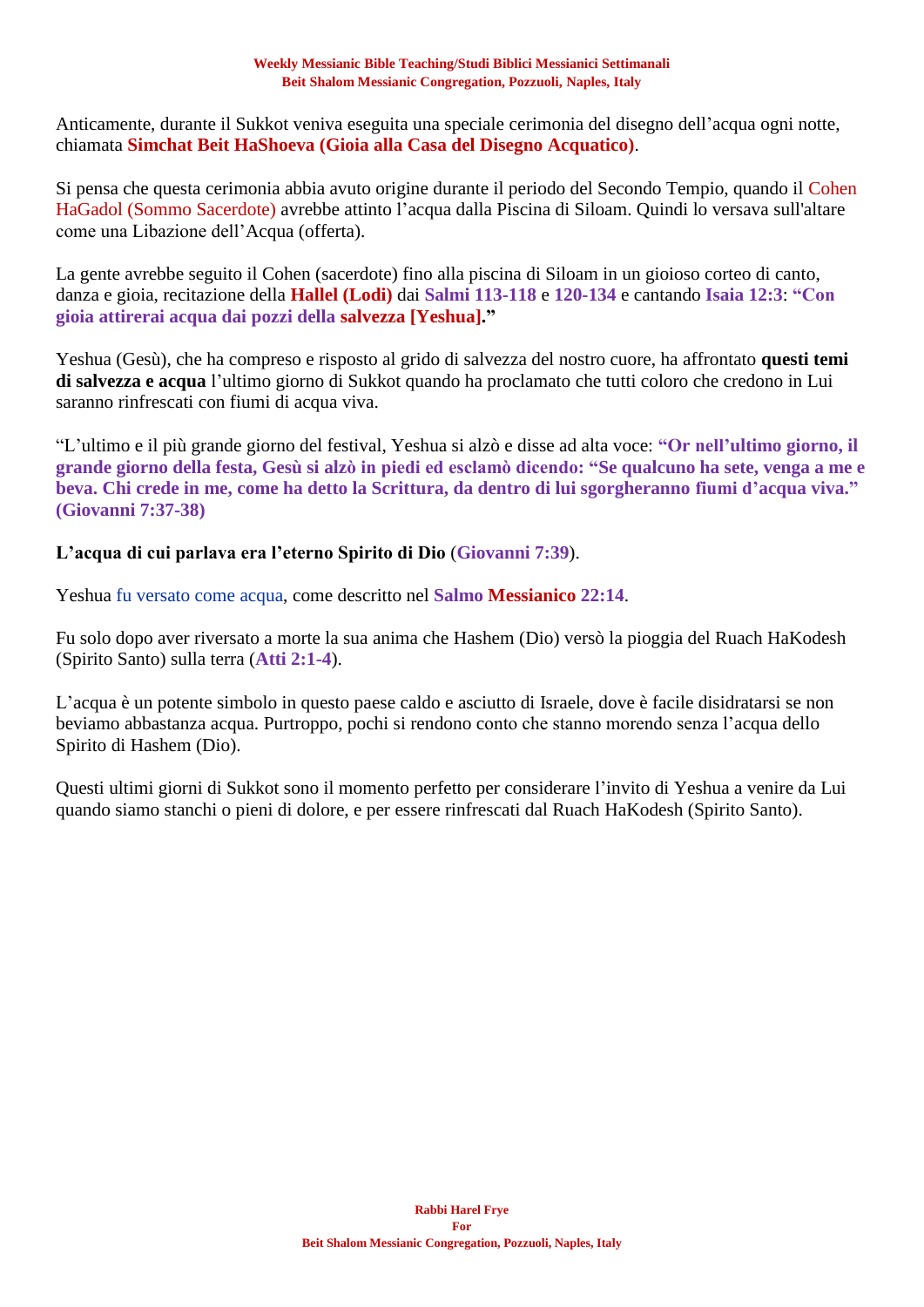Anticamente, durante il Sukkot veniva eseguita una speciale cerimonia del disegno dell'acqua ogni notte, chiamata **Simchat Beit HaShoeva (Gioia alla Casa del Disegno Acquatico)**.

Si pensa che questa cerimonia abbia avuto origine durante il periodo del Secondo Tempio, quando il Cohen HaGadol (Sommo Sacerdote) avrebbe attinto l'acqua dalla Piscina di Siloam. Quindi lo versava sull'altare come una Libazione dell'Acqua (offerta).

La gente avrebbe seguito il Cohen (sacerdote) fino alla piscina di Siloam in un gioioso corteo di canto, danza e gioia, recitazione della **Hallel (Lodi)** dai **Salmi 113-118** e **120-134** e cantando **Isaia 12:3**: **"Con gioia attirerai acqua dai pozzi della salvezza [Yeshua]."**

Yeshua (Gesù), che ha compreso e risposto al grido di salvezza del nostro cuore, ha affrontato **questi temi di salvezza e acqua** l'ultimo giorno di Sukkot quando ha proclamato che tutti coloro che credono in Lui saranno rinfrescati con fiumi di acqua viva.

"L'ultimo e il più grande giorno del festival, Yeshua si alzò e disse ad alta voce: **"Or nell'ultimo giorno, il grande giorno della festa, Gesù si alzò in piedi ed esclamò dicendo: "Se qualcuno ha sete, venga a me e beva. Chi crede in me, come ha detto la Scrittura, da dentro di lui sgorgheranno fiumi d'acqua viva." (Giovanni 7:37-38)**

**L'acqua di cui parlava era l'eterno Spirito di Dio** (**Giovanni 7:39**).

Yeshua fu versato come acqua, come descritto nel **Salmo Messianico 22:14**.

Fu solo dopo aver riversato a morte la sua anima che Hashem (Dio) versò la pioggia del Ruach HaKodesh (Spirito Santo) sulla terra (**Atti 2:1-4**).

L'acqua è un potente simbolo in questo paese caldo e asciutto di Israele, dove è facile disidratarsi se non beviamo abbastanza acqua. Purtroppo, pochi si rendono conto che stanno morendo senza l'acqua dello Spirito di Hashem (Dio).

Questi ultimi giorni di Sukkot sono il momento perfetto per considerare l'invito di Yeshua a venire da Lui quando siamo stanchi o pieni di dolore, e per essere rinfrescati dal Ruach HaKodesh (Spirito Santo).

**Rabbi Harel Frye**
**For**
**Beit Shalom Messianic Congregation, Pozzuoli, Naples, Italy**